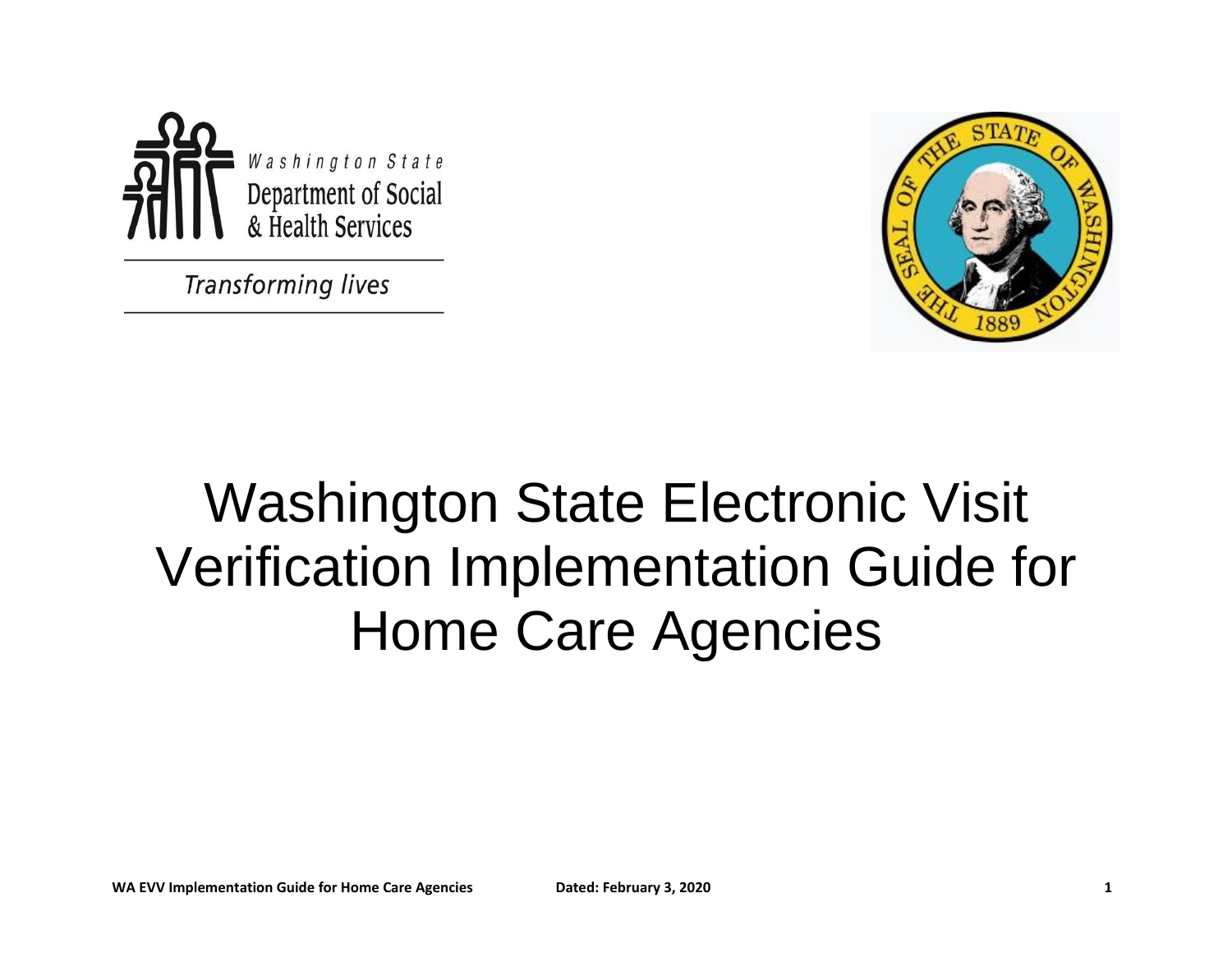Washington State
Department of Social
& Health Services

*Transforming lives*

# Washington State Electronic Visit Verification Implementation Guide for Home Care Agencies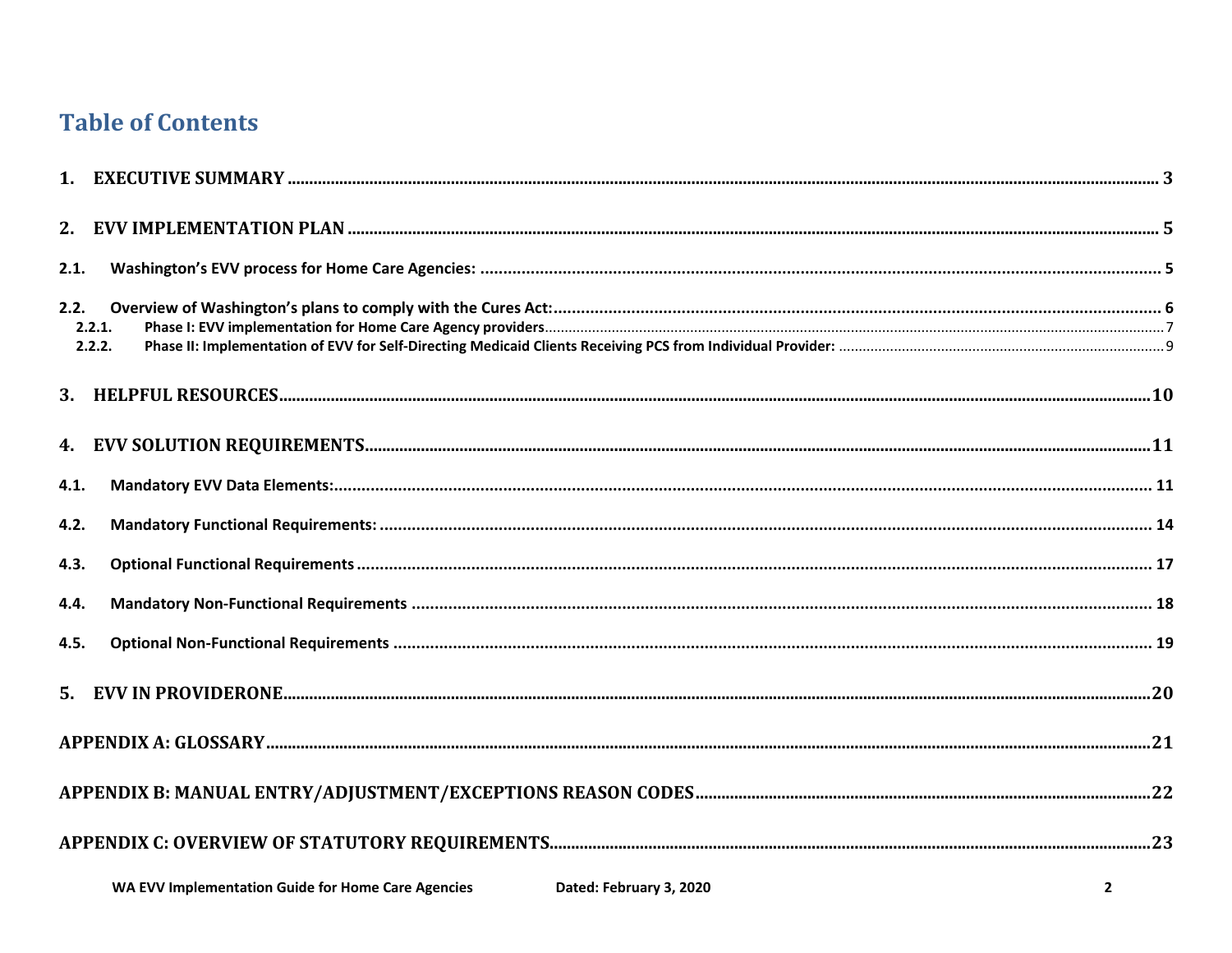# Table of Contents

1. EXECUTIVE SUMMARY ..... 3

2. EVV IMPLEMENTATION PLAN ..... 5

2.1. Washington's EVV process for Home Care Agencies: ..... 5

2.2. Overview of Washington's plans to comply with the Cures Act: ..... 6

- 2.2.1. Phase I: EVV implementation for Home Care Agency providers ..... 7
- 2.2.2. Phase II: Implementation of EVV for Self-Directing Medicaid Clients Receiving PCS from Individual Provider: ..... 9

3. HELPFUL RESOURCES ..... 10

4. EVV SOLUTION REQUIREMENTS ..... 11

4.1. Mandatory EVV Data Elements: ..... 11

4.2. Mandatory Functional Requirements: ..... 14

4.3. Optional Functional Requirements ..... 17

4.4. Mandatory Non-Functional Requirements ..... 18

4.5. Optional Non-Functional Requirements ..... 19

5. EVV IN PROVIDERONE ..... 20

APPENDIX A: GLOSSARY ..... 21

APPENDIX B: MANUAL ENTRY/ADJUSTMENT/EXCEPTIONS REASON CODES ..... 22

APPENDIX C: OVERVIEW OF STATUTORY REQUIREMENTS ..... 23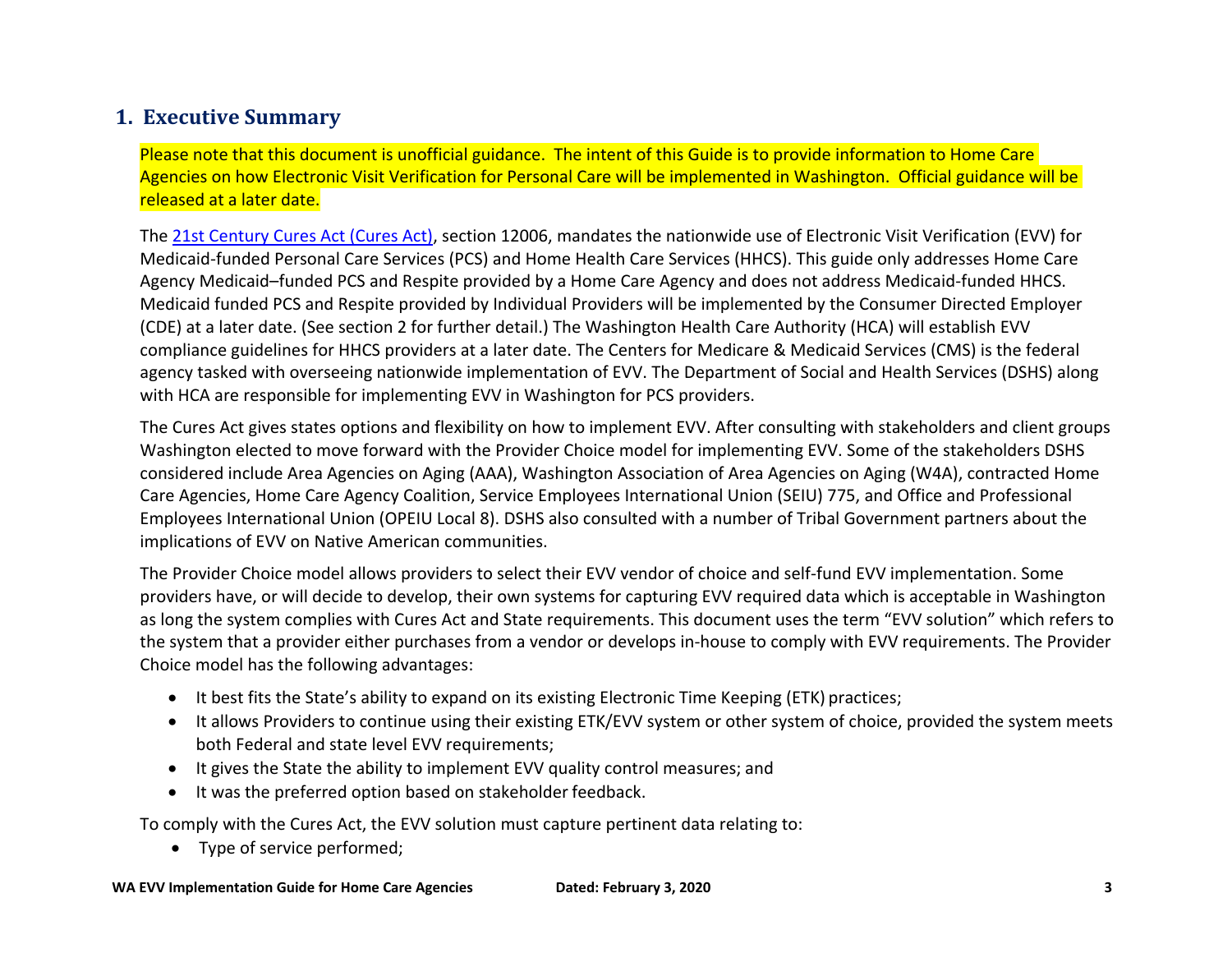## 1. Executive Summary

Please note that this document is unofficial guidance. The intent of this Guide is to provide information to Home Care Agencies on how Electronic Visit Verification for Personal Care will be implemented in Washington. Official guidance will be released at a later date.

The 21st Century Cures Act (Cures Act), section 12006, mandates the nationwide use of Electronic Visit Verification (EVV) for Medicaid-funded Personal Care Services (PCS) and Home Health Care Services (HHCS). This guide only addresses Home Care Agency Medicaid–funded PCS and Respite provided by a Home Care Agency and does not address Medicaid-funded HHCS. Medicaid funded PCS and Respite provided by Individual Providers will be implemented by the Consumer Directed Employer (CDE) at a later date. (See section 2 for further detail.) The Washington Health Care Authority (HCA) will establish EVV compliance guidelines for HHCS providers at a later date. The Centers for Medicare & Medicaid Services (CMS) is the federal agency tasked with overseeing nationwide implementation of EVV. The Department of Social and Health Services (DSHS) along with HCA are responsible for implementing EVV in Washington for PCS providers.

The Cures Act gives states options and flexibility on how to implement EVV. After consulting with stakeholders and client groups Washington elected to move forward with the Provider Choice model for implementing EVV. Some of the stakeholders DSHS considered include Area Agencies on Aging (AAA), Washington Association of Area Agencies on Aging (W4A), contracted Home Care Agencies, Home Care Agency Coalition, Service Employees International Union (SEIU) 775, and Office and Professional Employees International Union (OPEIU Local 8). DSHS also consulted with a number of Tribal Government partners about the implications of EVV on Native American communities.

The Provider Choice model allows providers to select their EVV vendor of choice and self-fund EVV implementation. Some providers have, or will decide to develop, their own systems for capturing EVV required data which is acceptable in Washington as long the system complies with Cures Act and State requirements. This document uses the term "EVV solution" which refers to the system that a provider either purchases from a vendor or develops in-house to comply with EVV requirements. The Provider Choice model has the following advantages:

- It best fits the State's ability to expand on its existing Electronic Time Keeping (ETK) practices;
- It allows Providers to continue using their existing ETK/EVV system or other system of choice, provided the system meets both Federal and state level EVV requirements;
- It gives the State the ability to implement EVV quality control measures; and
- It was the preferred option based on stakeholder feedback.

To comply with the Cures Act, the EVV solution must capture pertinent data relating to:

- Type of service performed;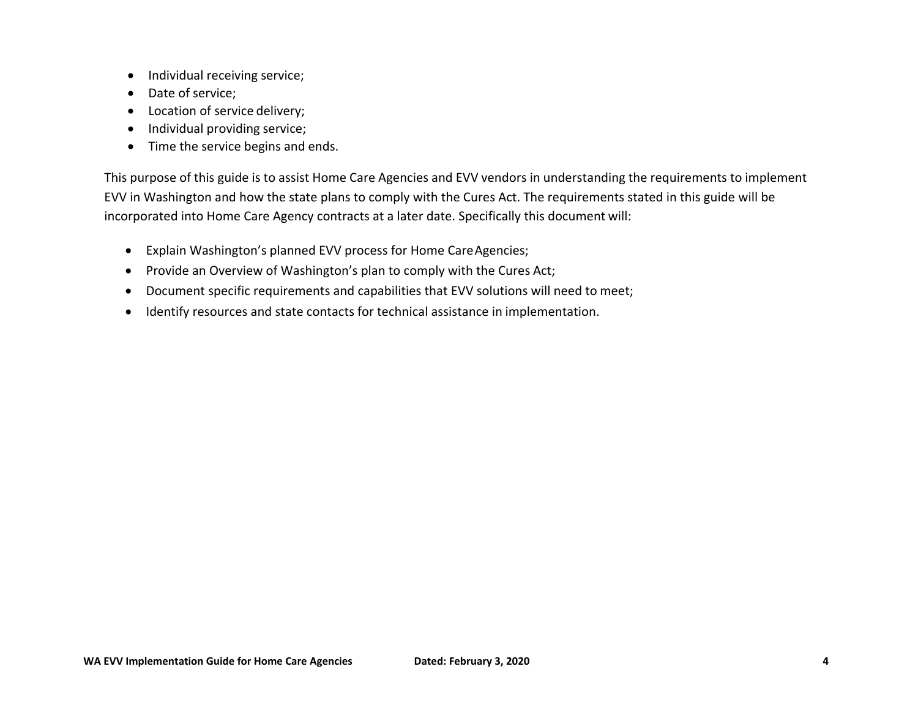- Individual receiving service;
- Date of service;
- Location of service delivery;
- Individual providing service;
- Time the service begins and ends.

This purpose of this guide is to assist Home Care Agencies and EVV vendors in understanding the requirements to implement EVV in Washington and how the state plans to comply with the Cures Act. The requirements stated in this guide will be incorporated into Home Care Agency contracts at a later date. Specifically this document will:

- Explain Washington's planned EVV process for Home Care Agencies;
- Provide an Overview of Washington's plan to comply with the Cures Act;
- Document specific requirements and capabilities that EVV solutions will need to meet;
- Identify resources and state contacts for technical assistance in implementation.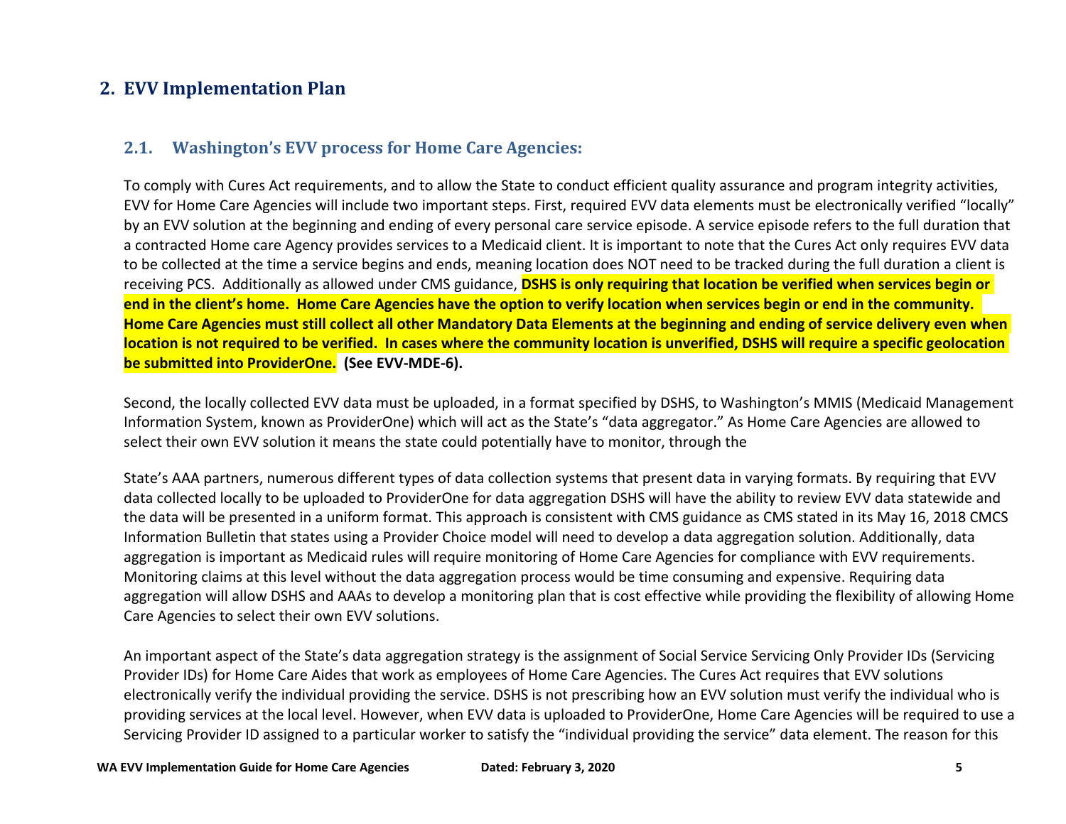## 2. EVV Implementation Plan

### 2.1. Washington's EVV process for Home Care Agencies:

To comply with Cures Act requirements, and to allow the State to conduct efficient quality assurance and program integrity activities, EVV for Home Care Agencies will include two important steps. First, required EVV data elements must be electronically verified "locally" by an EVV solution at the beginning and ending of every personal care service episode. A service episode refers to the full duration that a contracted Home care Agency provides services to a Medicaid client. It is important to note that the Cures Act only requires EVV data to be collected at the time a service begins and ends, meaning location does NOT need to be tracked during the full duration a client is receiving PCS. Additionally as allowed under CMS guidance, **DSHS is only requiring that location be verified when services begin or end in the client's home. Home Care Agencies have the option to verify location when services begin or end in the community. Home Care Agencies must still collect all other Mandatory Data Elements at the beginning and ending of service delivery even when location is not required to be verified. In cases where the community location is unverified, DSHS will require a specific geolocation be submitted into ProviderOne. (See EVV-MDE-6).**

Second, the locally collected EVV data must be uploaded, in a format specified by DSHS, to Washington's MMIS (Medicaid Management Information System, known as ProviderOne) which will act as the State's "data aggregator." As Home Care Agencies are allowed to select their own EVV solution it means the state could potentially have to monitor, through the

State's AAA partners, numerous different types of data collection systems that present data in varying formats. By requiring that EVV data collected locally to be uploaded to ProviderOne for data aggregation DSHS will have the ability to review EVV data statewide and the data will be presented in a uniform format. This approach is consistent with CMS guidance as CMS stated in its May 16, 2018 CMCS Information Bulletin that states using a Provider Choice model will need to develop a data aggregation solution. Additionally, data aggregation is important as Medicaid rules will require monitoring of Home Care Agencies for compliance with EVV requirements. Monitoring claims at this level without the data aggregation process would be time consuming and expensive. Requiring data aggregation will allow DSHS and AAAs to develop a monitoring plan that is cost effective while providing the flexibility of allowing Home Care Agencies to select their own EVV solutions.

An important aspect of the State's data aggregation strategy is the assignment of Social Service Servicing Only Provider IDs (Servicing Provider IDs) for Home Care Aides that work as employees of Home Care Agencies. The Cures Act requires that EVV solutions electronically verify the individual providing the service. DSHS is not prescribing how an EVV solution must verify the individual who is providing services at the local level. However, when EVV data is uploaded to ProviderOne, Home Care Agencies will be required to use a Servicing Provider ID assigned to a particular worker to satisfy the "individual providing the service" data element. The reason for this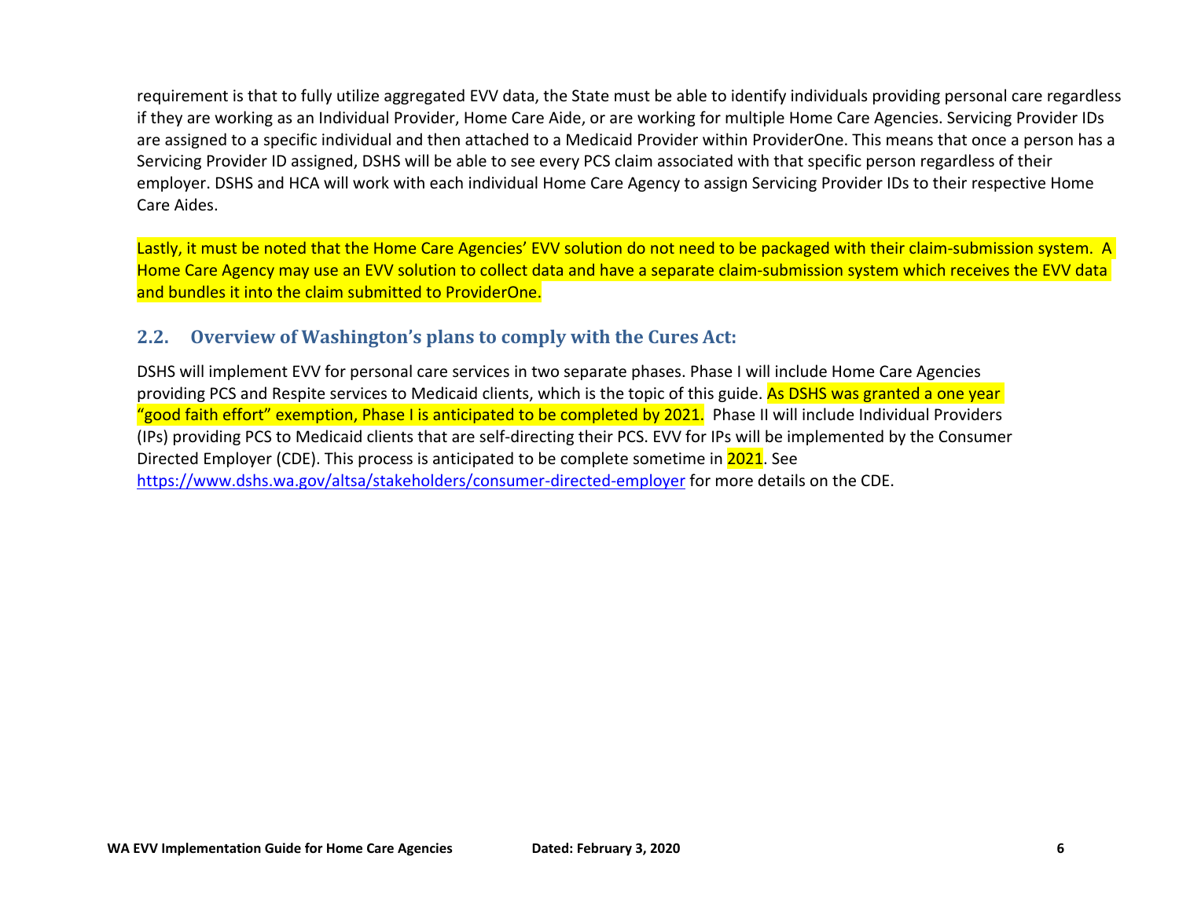requirement is that to fully utilize aggregated EVV data, the State must be able to identify individuals providing personal care regardless if they are working as an Individual Provider, Home Care Aide, or are working for multiple Home Care Agencies. Servicing Provider IDs are assigned to a specific individual and then attached to a Medicaid Provider within ProviderOne. This means that once a person has a Servicing Provider ID assigned, DSHS will be able to see every PCS claim associated with that specific person regardless of their employer. DSHS and HCA will work with each individual Home Care Agency to assign Servicing Provider IDs to their respective Home Care Aides.

Lastly, it must be noted that the Home Care Agencies' EVV solution do not need to be packaged with their claim-submission system. A Home Care Agency may use an EVV solution to collect data and have a separate claim-submission system which receives the EVV data and bundles it into the claim submitted to ProviderOne.

## 2.2. Overview of Washington's plans to comply with the Cures Act:

DSHS will implement EVV for personal care services in two separate phases. Phase I will include Home Care Agencies providing PCS and Respite services to Medicaid clients, which is the topic of this guide. As DSHS was granted a one year "good faith effort" exemption, Phase I is anticipated to be completed by 2021. Phase II will include Individual Providers (IPs) providing PCS to Medicaid clients that are self-directing their PCS. EVV for IPs will be implemented by the Consumer Directed Employer (CDE). This process is anticipated to be complete sometime in 2021. See https://www.dshs.wa.gov/altsa/stakeholders/consumer-directed-employer for more details on the CDE.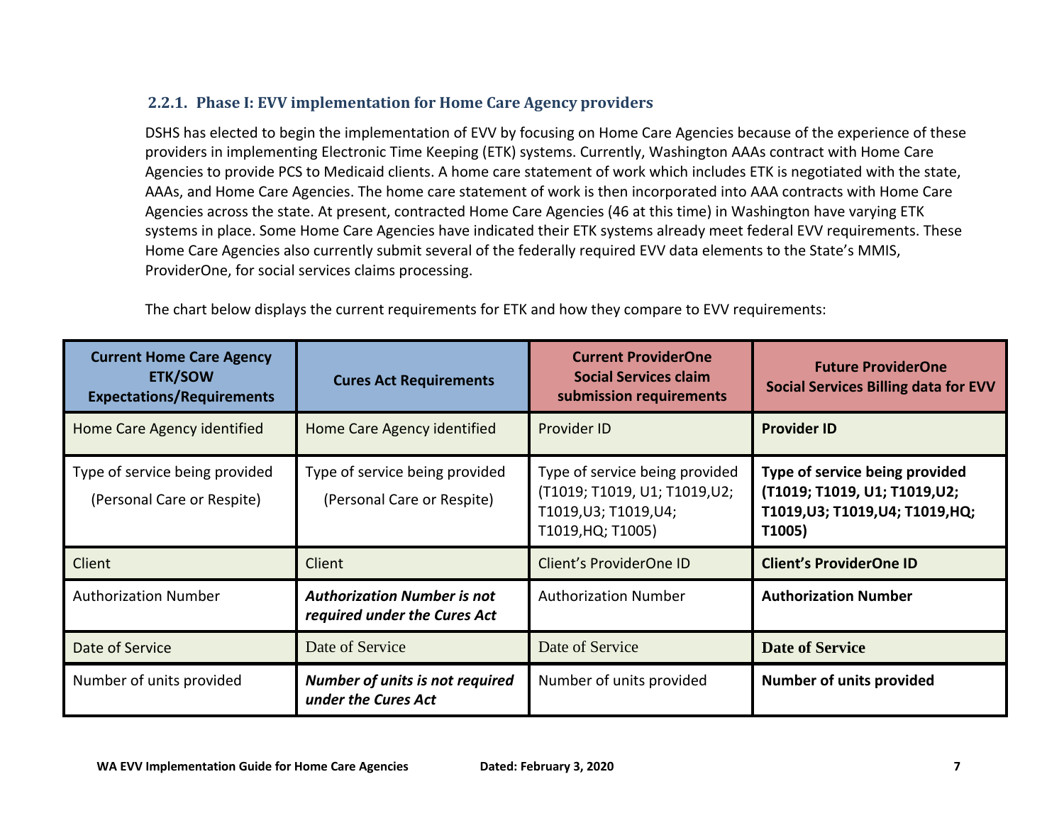### 2.2.1. Phase I: EVV implementation for Home Care Agency providers

DSHS has elected to begin the implementation of EVV by focusing on Home Care Agencies because of the experience of these providers in implementing Electronic Time Keeping (ETK) systems. Currently, Washington AAAs contract with Home Care Agencies to provide PCS to Medicaid clients. A home care statement of work which includes ETK is negotiated with the state, AAAs, and Home Care Agencies. The home care statement of work is then incorporated into AAA contracts with Home Care Agencies across the state. At present, contracted Home Care Agencies (46 at this time) in Washington have varying ETK systems in place. Some Home Care Agencies have indicated their ETK systems already meet federal EVV requirements. These Home Care Agencies also currently submit several of the federally required EVV data elements to the State's MMIS, ProviderOne, for social services claims processing.

The chart below displays the current requirements for ETK and how they compare to EVV requirements:

| Current Home Care Agency ETK/SOW Expectations/Requirements | Cures Act Requirements | Current ProviderOne Social Services claim submission requirements | Future ProviderOne Social Services Billing data for EVV |
|---|---|---|---|
| Home Care Agency identified | Home Care Agency identified | Provider ID | **Provider ID** |
| Type of service being provided (Personal Care or Respite) | Type of service being provided (Personal Care or Respite) | Type of service being provided (T1019; T1019, U1; T1019,U2; T1019,U3; T1019,U4; T1019,HQ; T1005) | **Type of service being provided (T1019; T1019, U1; T1019,U2; T1019,U3; T1019,U4; T1019,HQ; T1005)** |
| Client | Client | Client's ProviderOne ID | **Client's ProviderOne ID** |
| Authorization Number | ***Authorization Number is not required under the Cures Act*** | Authorization Number | **Authorization Number** |
| Date of Service | Date of Service | Date of Service | **Date of Service** |
| Number of units provided | ***Number of units is not required under the Cures Act*** | Number of units provided | **Number of units provided** |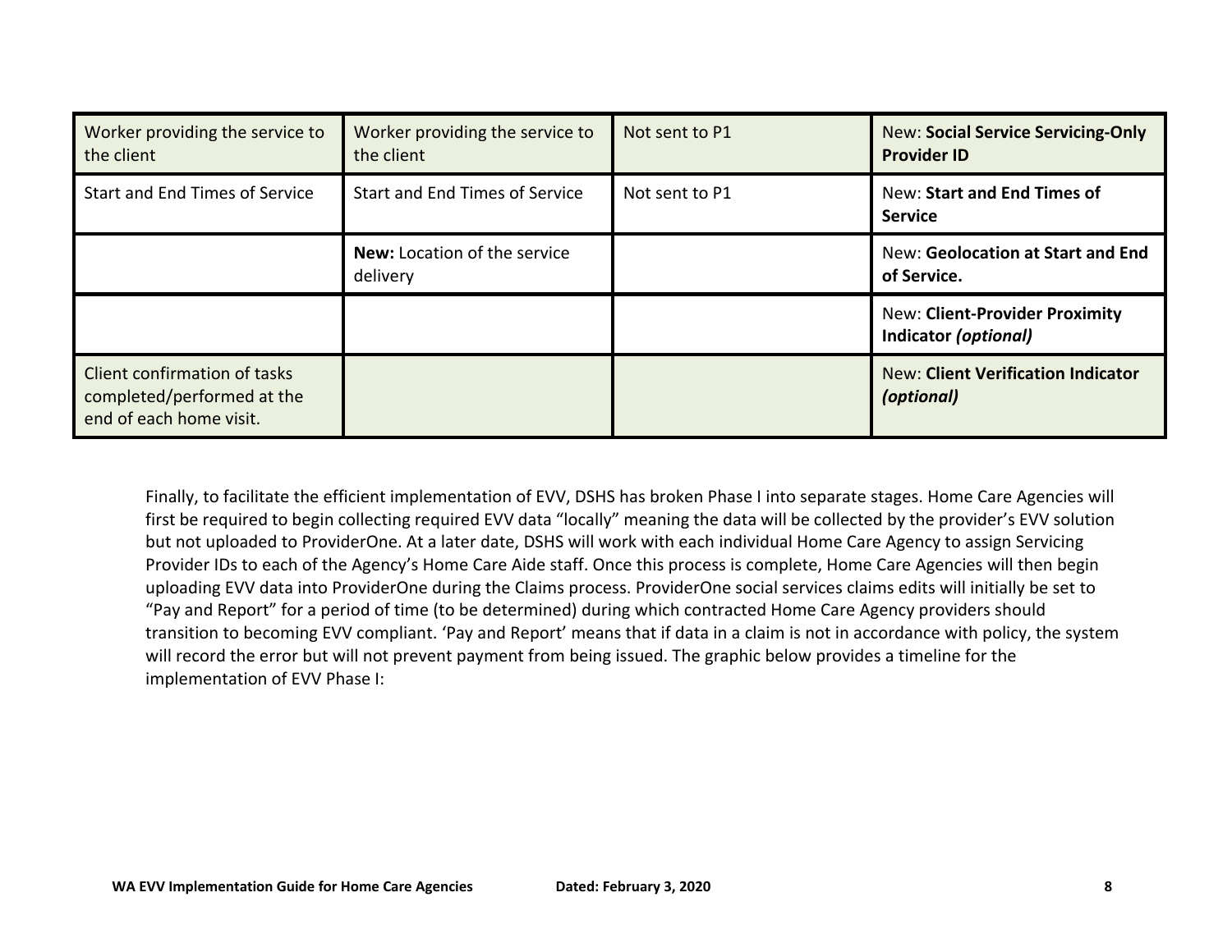| | | | |
|---|---|---|---|
| Worker providing the service to the client | Worker providing the service to the client | Not sent to P1 | New: **Social Service Servicing-Only Provider ID** |
| Start and End Times of Service | Start and End Times of Service | Not sent to P1 | New: **Start and End Times of Service** |
| | **New:** Location of the service delivery | | New: **Geolocation at Start and End of Service.** |
| | | | New: **Client-Provider Proximity Indicator *(optional)*** |
| Client confirmation of tasks completed/performed at the end of each home visit. | | | New: **Client Verification Indicator *(optional)*** |

Finally, to facilitate the efficient implementation of EVV, DSHS has broken Phase I into separate stages. Home Care Agencies will first be required to begin collecting required EVV data "locally" meaning the data will be collected by the provider's EVV solution but not uploaded to ProviderOne. At a later date, DSHS will work with each individual Home Care Agency to assign Servicing Provider IDs to each of the Agency's Home Care Aide staff. Once this process is complete, Home Care Agencies will then begin uploading EVV data into ProviderOne during the Claims process. ProviderOne social services claims edits will initially be set to "Pay and Report" for a period of time (to be determined) during which contracted Home Care Agency providers should transition to becoming EVV compliant. 'Pay and Report' means that if data in a claim is not in accordance with policy, the system will record the error but will not prevent payment from being issued. The graphic below provides a timeline for the implementation of EVV Phase I: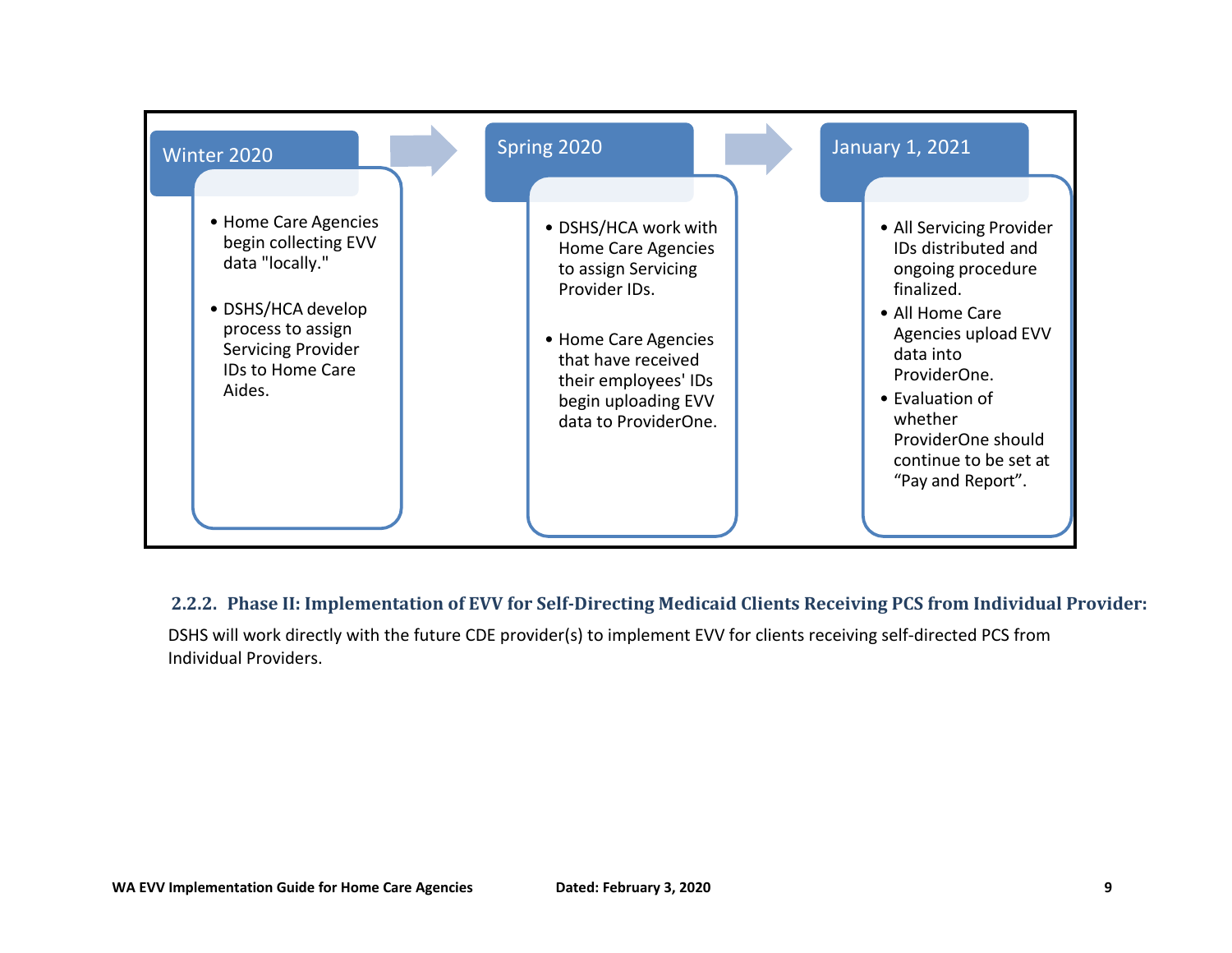**Winter 2020**

- Home Care Agencies begin collecting EVV data "locally."
- DSHS/HCA develop process to assign Servicing Provider IDs to Home Care Aides.

**Spring 2020**

- DSHS/HCA work with Home Care Agencies to assign Servicing Provider IDs.
- Home Care Agencies that have received their employees' IDs begin uploading EVV data to ProviderOne.

**January 1, 2021**

- All Servicing Provider IDs distributed and ongoing procedure finalized.
- All Home Care Agencies upload EVV data into ProviderOne.
- Evaluation of whether ProviderOne should continue to be set at "Pay and Report".

### 2.2.2. Phase II: Implementation of EVV for Self-Directing Medicaid Clients Receiving PCS from Individual Provider:

DSHS will work directly with the future CDE provider(s) to implement EVV for clients receiving self-directed PCS from Individual Providers.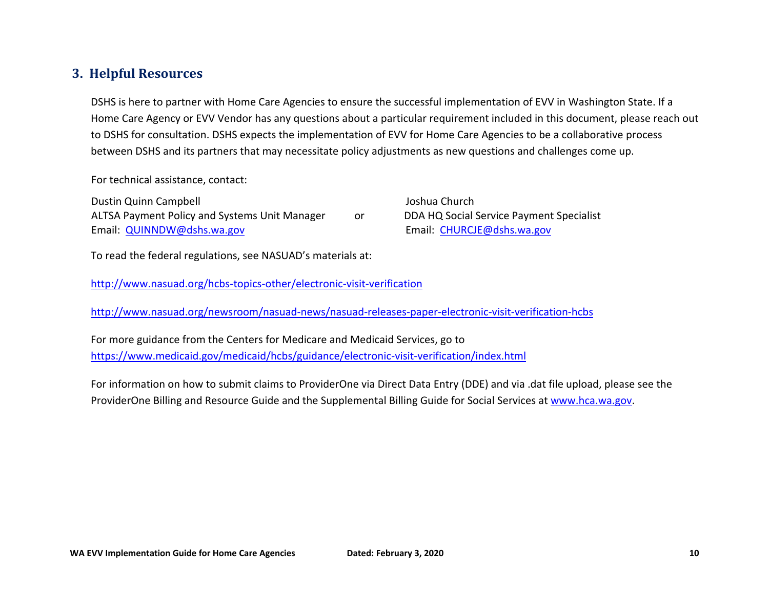## 3. Helpful Resources

DSHS is here to partner with Home Care Agencies to ensure the successful implementation of EVV in Washington State. If a Home Care Agency or EVV Vendor has any questions about a particular requirement included in this document, please reach out to DSHS for consultation. DSHS expects the implementation of EVV for Home Care Agencies to be a collaborative process between DSHS and its partners that may necessitate policy adjustments as new questions and challenges come up.

For technical assistance, contact:

Dustin Quinn Campbell
ALTSA Payment Policy and Systems Unit Manager
Email: QUINNDW@dshs.wa.gov

or

Joshua Church
DDA HQ Social Service Payment Specialist
Email: CHURCJE@dshs.wa.gov

To read the federal regulations, see NASUAD's materials at:

http://www.nasuad.org/hcbs-topics-other/electronic-visit-verification

http://www.nasuad.org/newsroom/nasuad-news/nasuad-releases-paper-electronic-visit-verification-hcbs

For more guidance from the Centers for Medicare and Medicaid Services, go to https://www.medicaid.gov/medicaid/hcbs/guidance/electronic-visit-verification/index.html

For information on how to submit claims to ProviderOne via Direct Data Entry (DDE) and via .dat file upload, please see the ProviderOne Billing and Resource Guide and the Supplemental Billing Guide for Social Services at www.hca.wa.gov.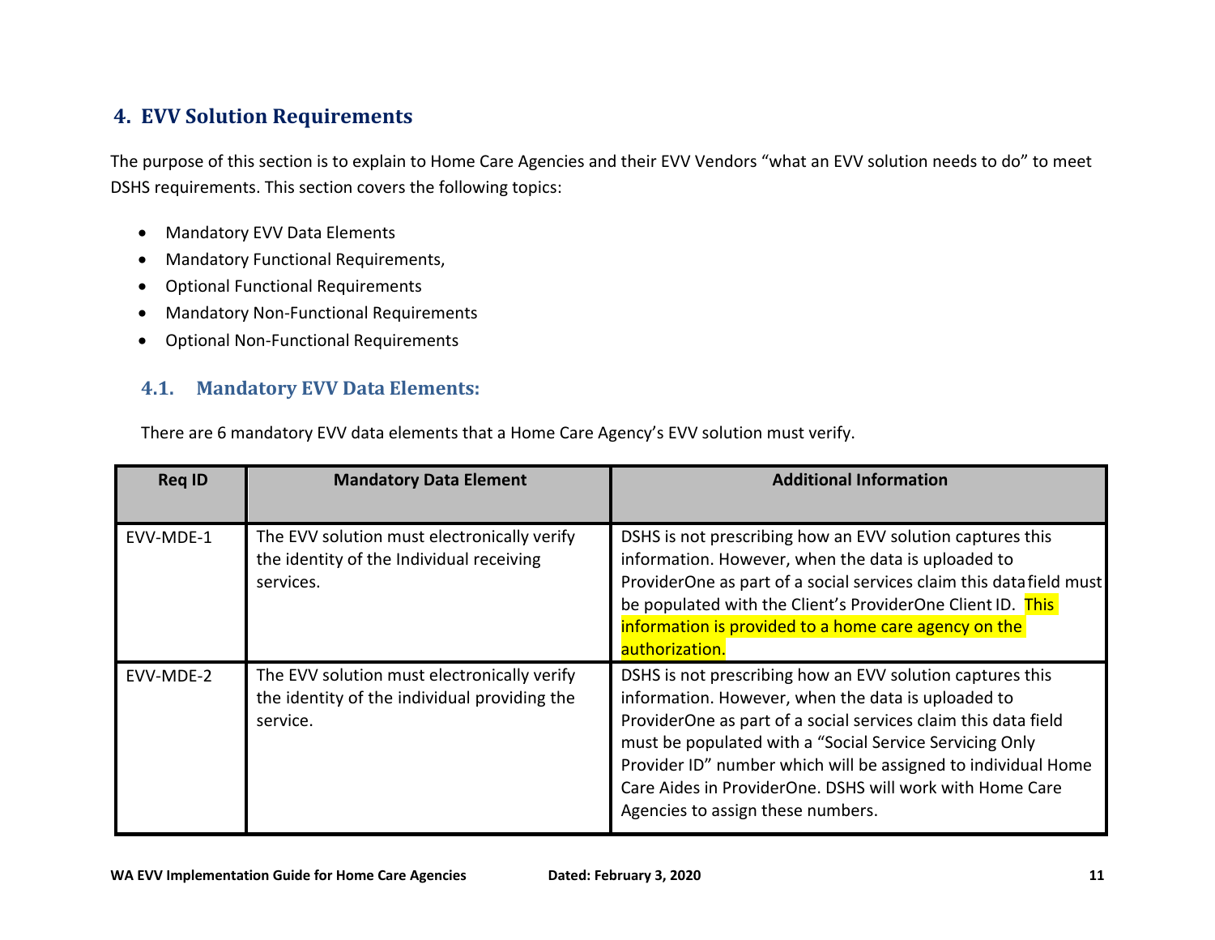## 4. EVV Solution Requirements

The purpose of this section is to explain to Home Care Agencies and their EVV Vendors “what an EVV solution needs to do” to meet DSHS requirements. This section covers the following topics:

- Mandatory EVV Data Elements
- Mandatory Functional Requirements,
- Optional Functional Requirements
- Mandatory Non-Functional Requirements
- Optional Non-Functional Requirements

### 4.1. Mandatory EVV Data Elements:

There are 6 mandatory EVV data elements that a Home Care Agency’s EVV solution must verify.

| Req ID | Mandatory Data Element | Additional Information |
|---|---|---|
| EVV-MDE-1 | The EVV solution must electronically verify the identity of the Individual receiving services. | DSHS is not prescribing how an EVV solution captures this information. However, when the data is uploaded to ProviderOne as part of a social services claim this data field must be populated with the Client’s ProviderOne Client ID. This information is provided to a home care agency on the authorization. |
| EVV-MDE-2 | The EVV solution must electronically verify the identity of the individual providing the service. | DSHS is not prescribing how an EVV solution captures this information. However, when the data is uploaded to ProviderOne as part of a social services claim this data field must be populated with a “Social Service Servicing Only Provider ID” number which will be assigned to individual Home Care Aides in ProviderOne. DSHS will work with Home Care Agencies to assign these numbers. |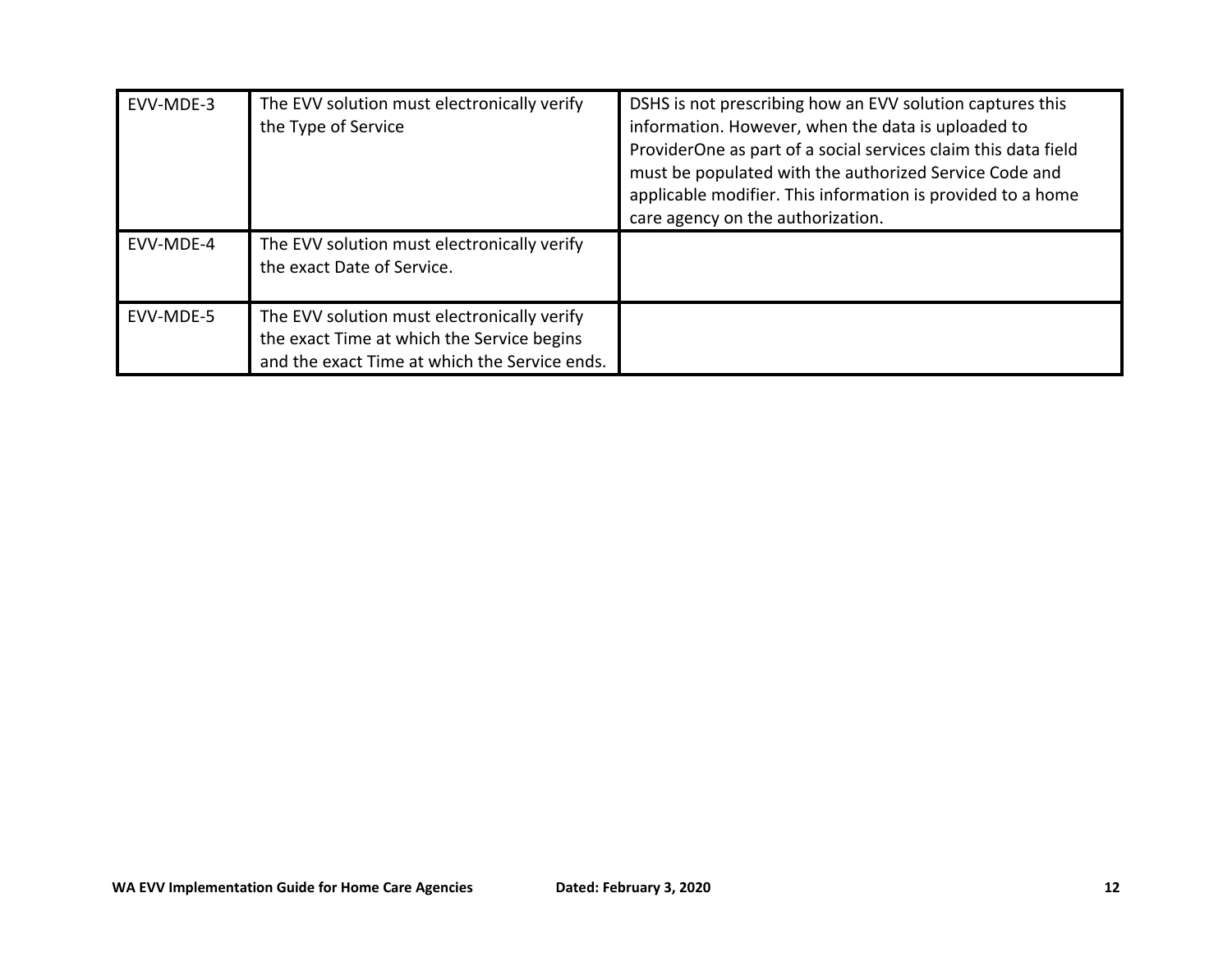| | | |
|---|---|---|
| EVV-MDE-3 | The EVV solution must electronically verify the Type of Service | DSHS is not prescribing how an EVV solution captures this information. However, when the data is uploaded to ProviderOne as part of a social services claim this data field must be populated with the authorized Service Code and applicable modifier. This information is provided to a home care agency on the authorization. |
| EVV-MDE-4 | The EVV solution must electronically verify the exact Date of Service. | |
| EVV-MDE-5 | The EVV solution must electronically verify the exact Time at which the Service begins and the exact Time at which the Service ends. | |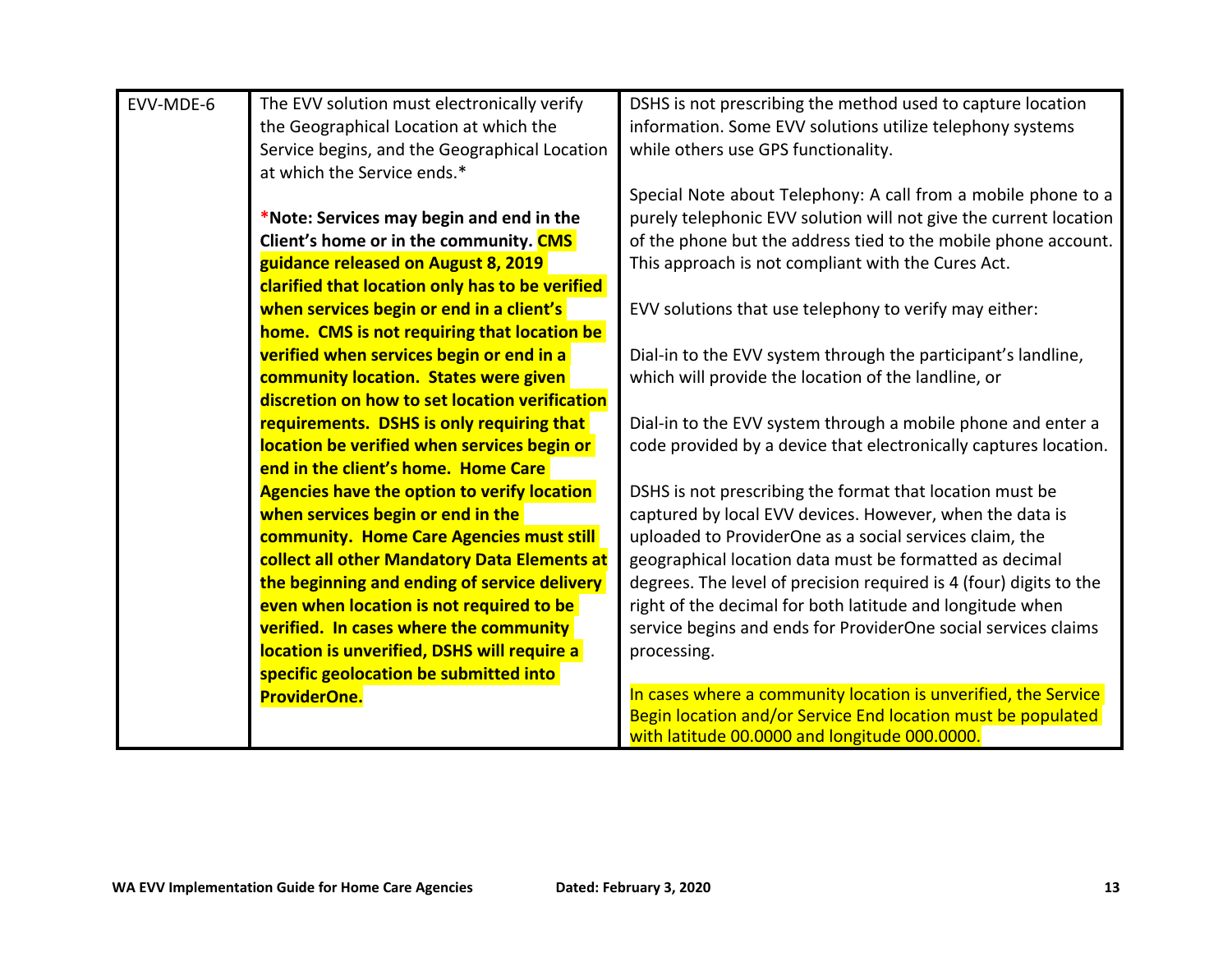| | | |
|---|---|---|
| EVV-MDE-6 | The EVV solution must electronically verify the Geographical Location at which the Service begins, and the Geographical Location at which the Service ends.*<br><br>***Note: Services may begin and end in the Client's home or in the community. CMS guidance released on August 8, 2019 clarified that location only has to be verified when services begin or end in a client's home. CMS is not requiring that location be verified when services begin or end in a community location. States were given discretion on how to set location verification requirements. DSHS is only requiring that location be verified when services begin or end in the client's home. Home Care Agencies have the option to verify location when services begin or end in the community. Home Care Agencies must still collect all other Mandatory Data Elements at the beginning and ending of service delivery even when location is not required to be verified. In cases where the community location is unverified, DSHS will require a specific geolocation be submitted into ProviderOne.** | DSHS is not prescribing the method used to capture location information. Some EVV solutions utilize telephony systems while others use GPS functionality.<br><br>Special Note about Telephony: A call from a mobile phone to a purely telephonic EVV solution will not give the current location of the phone but the address tied to the mobile phone account. This approach is not compliant with the Cures Act.<br><br>EVV solutions that use telephony to verify may either:<br><br>Dial-in to the EVV system through the participant's landline, which will provide the location of the landline, or<br><br>Dial-in to the EVV system through a mobile phone and enter a code provided by a device that electronically captures location.<br><br>DSHS is not prescribing the format that location must be captured by local EVV devices. However, when the data is uploaded to ProviderOne as a social services claim, the geographical location data must be formatted as decimal degrees. The level of precision required is 4 (four) digits to the right of the decimal for both latitude and longitude when service begins and ends for ProviderOne social services claims processing.<br><br>In cases where a community location is unverified, the Service Begin location and/or Service End location must be populated with latitude 00.0000 and longitude 000.0000. |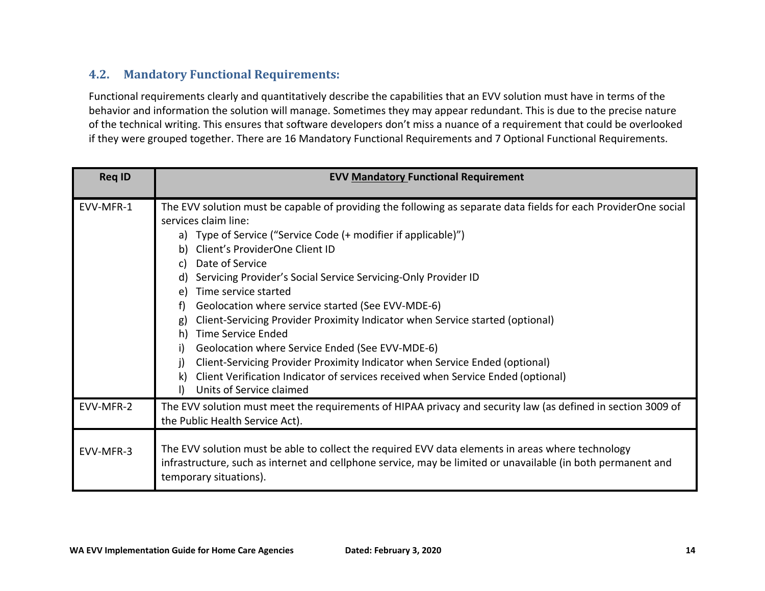## 4.2. Mandatory Functional Requirements:

Functional requirements clearly and quantitatively describe the capabilities that an EVV solution must have in terms of the behavior and information the solution will manage. Sometimes they may appear redundant. This is due to the precise nature of the technical writing. This ensures that software developers don't miss a nuance of a requirement that could be overlooked if they were grouped together. There are 16 Mandatory Functional Requirements and 7 Optional Functional Requirements.

| Req ID | EVV Mandatory Functional Requirement |
|---|---|
| EVV-MFR-1 | The EVV solution must be capable of providing the following as separate data fields for each ProviderOne social services claim line:<br>a) Type of Service ("Service Code (+ modifier if applicable)")<br>b) Client's ProviderOne Client ID<br>c) Date of Service<br>d) Servicing Provider's Social Service Servicing-Only Provider ID<br>e) Time service started<br>f) Geolocation where service started (See EVV-MDE-6)<br>g) Client-Servicing Provider Proximity Indicator when Service started (optional)<br>h) Time Service Ended<br>i) Geolocation where Service Ended (See EVV-MDE-6)<br>j) Client-Servicing Provider Proximity Indicator when Service Ended (optional)<br>k) Client Verification Indicator of services received when Service Ended (optional)<br>l) Units of Service claimed |
| EVV-MFR-2 | The EVV solution must meet the requirements of HIPAA privacy and security law (as defined in section 3009 of the Public Health Service Act). |
| EVV-MFR-3 | The EVV solution must be able to collect the required EVV data elements in areas where technology infrastructure, such as internet and cellphone service, may be limited or unavailable (in both permanent and temporary situations). |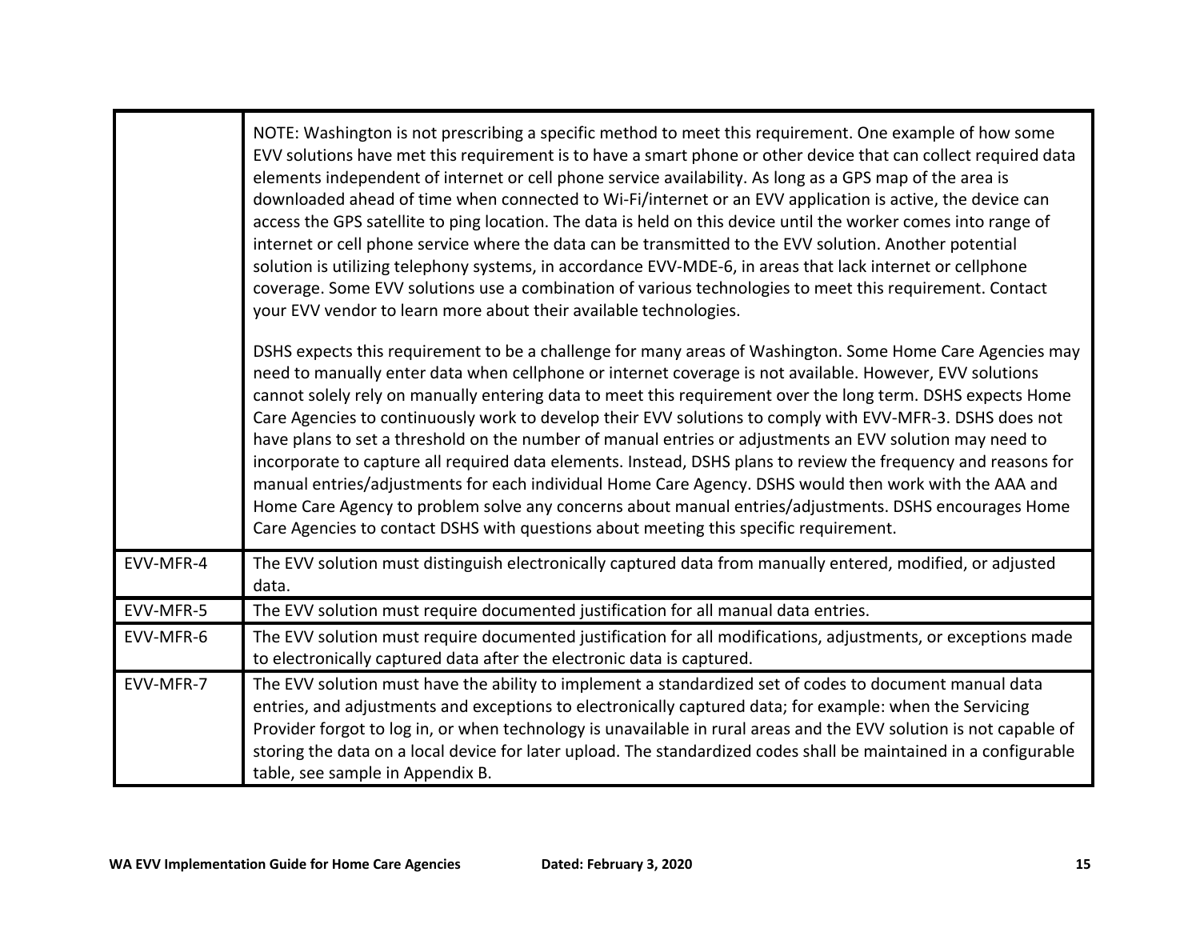| | |
|---|---|
| | NOTE: Washington is not prescribing a specific method to meet this requirement. One example of how some EVV solutions have met this requirement is to have a smart phone or other device that can collect required data elements independent of internet or cell phone service availability. As long as a GPS map of the area is downloaded ahead of time when connected to Wi-Fi/internet or an EVV application is active, the device can access the GPS satellite to ping location. The data is held on this device until the worker comes into range of internet or cell phone service where the data can be transmitted to the EVV solution. Another potential solution is utilizing telephony systems, in accordance EVV-MDE-6, in areas that lack internet or cellphone coverage. Some EVV solutions use a combination of various technologies to meet this requirement. Contact your EVV vendor to learn more about their available technologies.<br><br>DSHS expects this requirement to be a challenge for many areas of Washington. Some Home Care Agencies may need to manually enter data when cellphone or internet coverage is not available. However, EVV solutions cannot solely rely on manually entering data to meet this requirement over the long term. DSHS expects Home Care Agencies to continuously work to develop their EVV solutions to comply with EVV-MFR-3. DSHS does not have plans to set a threshold on the number of manual entries or adjustments an EVV solution may need to incorporate to capture all required data elements. Instead, DSHS plans to review the frequency and reasons for manual entries/adjustments for each individual Home Care Agency. DSHS would then work with the AAA and Home Care Agency to problem solve any concerns about manual entries/adjustments. DSHS encourages Home Care Agencies to contact DSHS with questions about meeting this specific requirement. |
| EVV-MFR-4 | The EVV solution must distinguish electronically captured data from manually entered, modified, or adjusted data. |
| EVV-MFR-5 | The EVV solution must require documented justification for all manual data entries. |
| EVV-MFR-6 | The EVV solution must require documented justification for all modifications, adjustments, or exceptions made to electronically captured data after the electronic data is captured. |
| EVV-MFR-7 | The EVV solution must have the ability to implement a standardized set of codes to document manual data entries, and adjustments and exceptions to electronically captured data; for example: when the Servicing Provider forgot to log in, or when technology is unavailable in rural areas and the EVV solution is not capable of storing the data on a local device for later upload. The standardized codes shall be maintained in a configurable table, see sample in Appendix B. |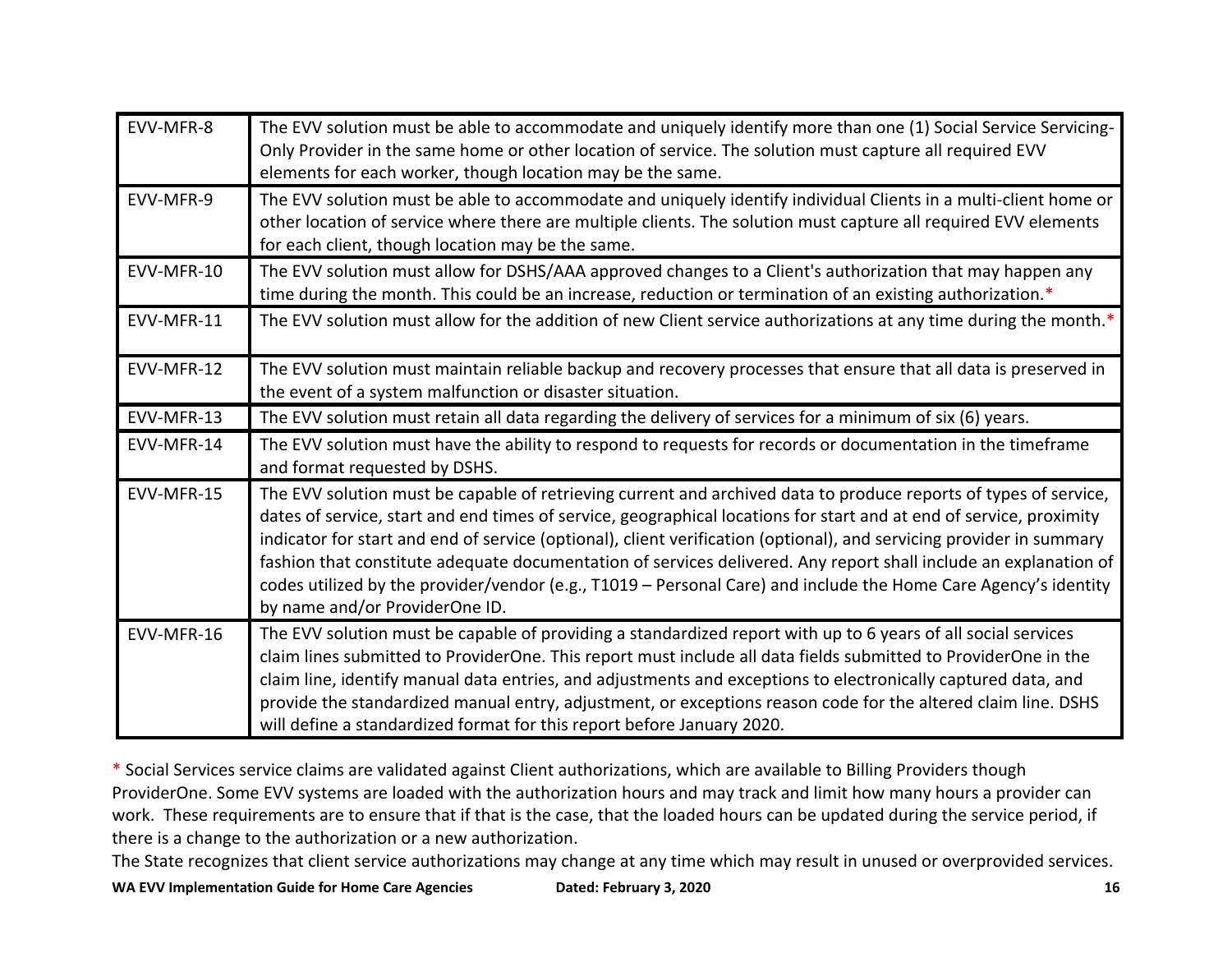| | |
|---|---|
| EVV-MFR-8 | The EVV solution must be able to accommodate and uniquely identify more than one (1) Social Service Servicing-Only Provider in the same home or other location of service. The solution must capture all required EVV elements for each worker, though location may be the same. |
| EVV-MFR-9 | The EVV solution must be able to accommodate and uniquely identify individual Clients in a multi-client home or other location of service where there are multiple clients. The solution must capture all required EVV elements for each client, though location may be the same. |
| EVV-MFR-10 | The EVV solution must allow for DSHS/AAA approved changes to a Client's authorization that may happen any time during the month. This could be an increase, reduction or termination of an existing authorization.* |
| EVV-MFR-11 | The EVV solution must allow for the addition of new Client service authorizations at any time during the month.* |
| EVV-MFR-12 | The EVV solution must maintain reliable backup and recovery processes that ensure that all data is preserved in the event of a system malfunction or disaster situation. |
| EVV-MFR-13 | The EVV solution must retain all data regarding the delivery of services for a minimum of six (6) years. |
| EVV-MFR-14 | The EVV solution must have the ability to respond to requests for records or documentation in the timeframe and format requested by DSHS. |
| EVV-MFR-15 | The EVV solution must be capable of retrieving current and archived data to produce reports of types of service, dates of service, start and end times of service, geographical locations for start and at end of service, proximity indicator for start and end of service (optional), client verification (optional), and servicing provider in summary fashion that constitute adequate documentation of services delivered. Any report shall include an explanation of codes utilized by the provider/vendor (e.g., T1019 – Personal Care) and include the Home Care Agency's identity by name and/or ProviderOne ID. |
| EVV-MFR-16 | The EVV solution must be capable of providing a standardized report with up to 6 years of all social services claim lines submitted to ProviderOne. This report must include all data fields submitted to ProviderOne in the claim line, identify manual data entries, and adjustments and exceptions to electronically captured data, and provide the standardized manual entry, adjustment, or exceptions reason code for the altered claim line. DSHS will define a standardized format for this report before January 2020. |

* Social Services service claims are validated against Client authorizations, which are available to Billing Providers though ProviderOne. Some EVV systems are loaded with the authorization hours and may track and limit how many hours a provider can work. These requirements are to ensure that if that is the case, that the loaded hours can be updated during the service period, if there is a change to the authorization or a new authorization.

The State recognizes that client service authorizations may change at any time which may result in unused or overprovided services.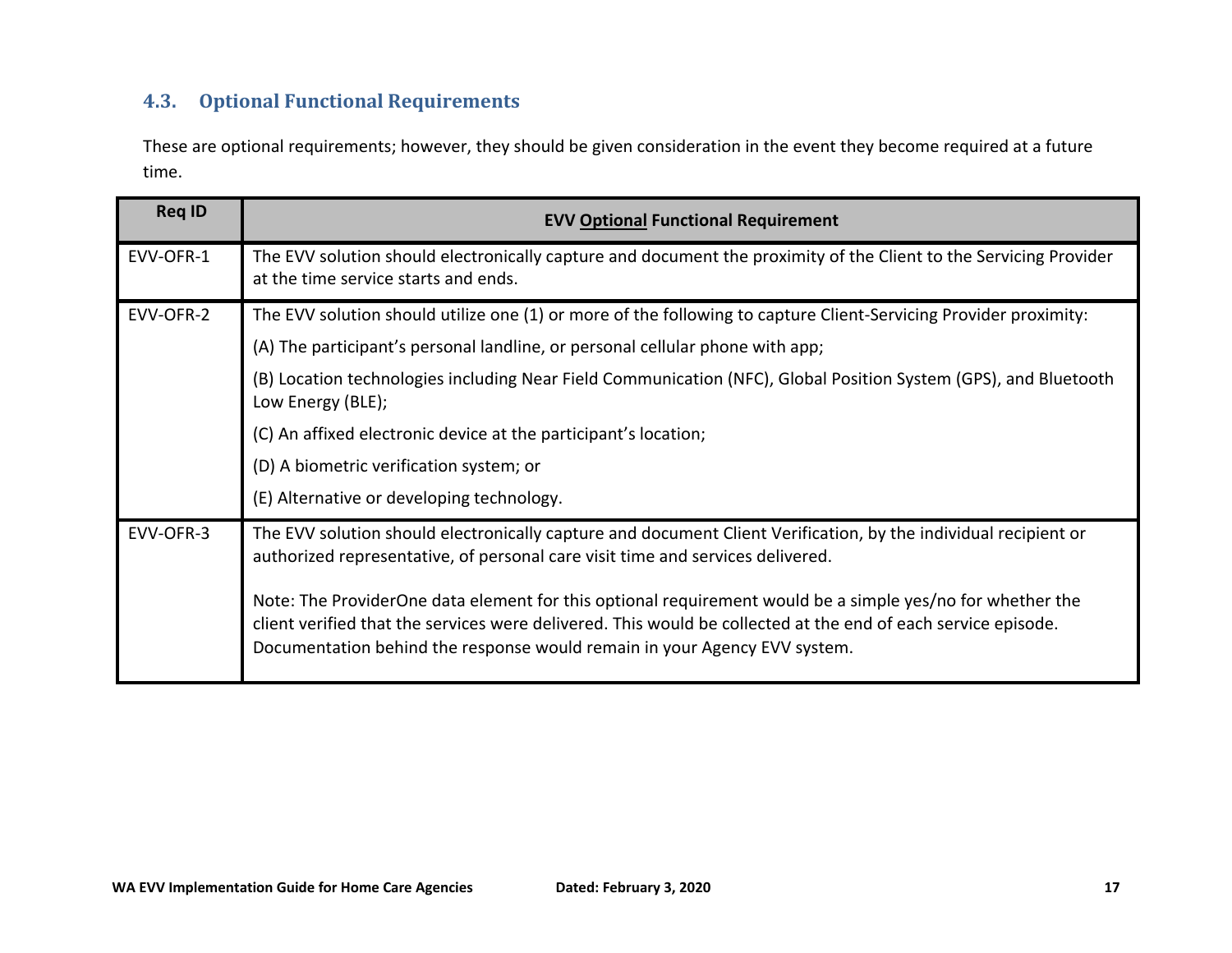### 4.3. Optional Functional Requirements

These are optional requirements; however, they should be given consideration in the event they become required at a future time.

| Req ID | EVV Optional Functional Requirement |
|---|---|
| EVV-OFR-1 | The EVV solution should electronically capture and document the proximity of the Client to the Servicing Provider at the time service starts and ends. |
| EVV-OFR-2 | The EVV solution should utilize one (1) or more of the following to capture Client-Servicing Provider proximity:<br>(A) The participant's personal landline, or personal cellular phone with app;<br>(B) Location technologies including Near Field Communication (NFC), Global Position System (GPS), and Bluetooth Low Energy (BLE);<br>(C) An affixed electronic device at the participant's location;<br>(D) A biometric verification system; or<br>(E) Alternative or developing technology. |
| EVV-OFR-3 | The EVV solution should electronically capture and document Client Verification, by the individual recipient or authorized representative, of personal care visit time and services delivered.<br><br>Note: The ProviderOne data element for this optional requirement would be a simple yes/no for whether the client verified that the services were delivered. This would be collected at the end of each service episode. Documentation behind the response would remain in your Agency EVV system. |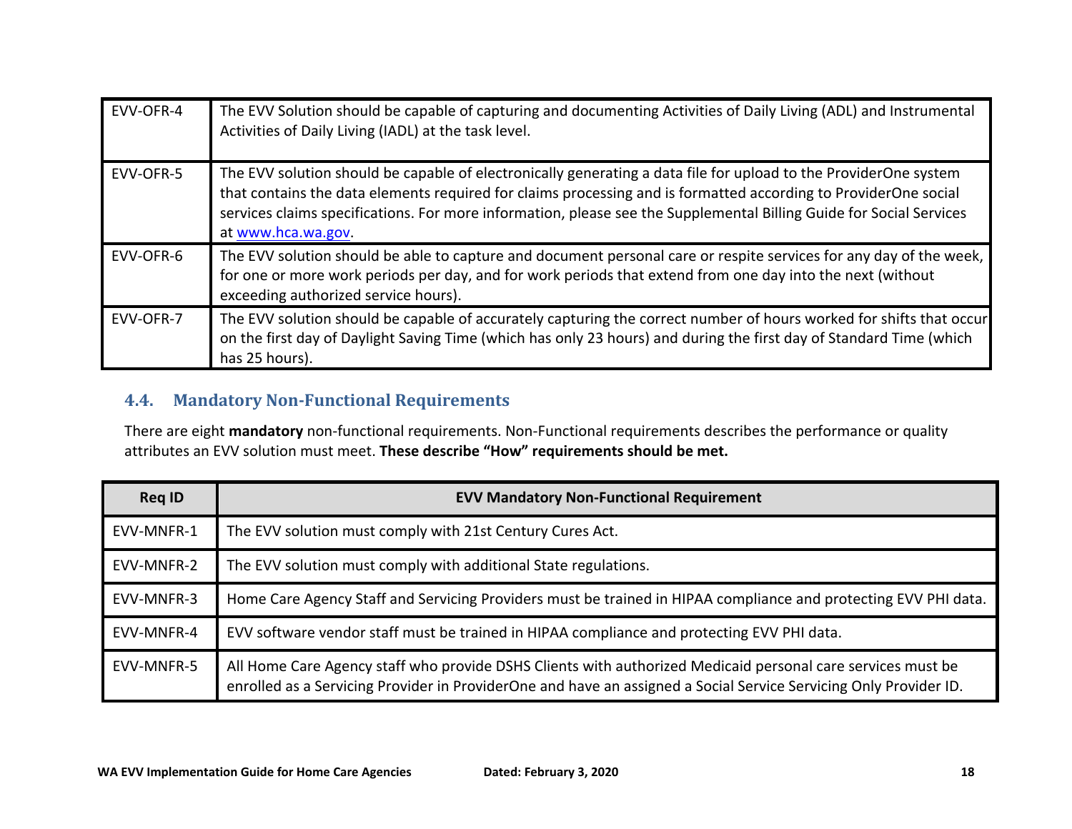| | |
|---|---|
| EVV-OFR-4 | The EVV Solution should be capable of capturing and documenting Activities of Daily Living (ADL) and Instrumental Activities of Daily Living (IADL) at the task level. |
| EVV-OFR-5 | The EVV solution should be capable of electronically generating a data file for upload to the ProviderOne system that contains the data elements required for claims processing and is formatted according to ProviderOne social services claims specifications. For more information, please see the Supplemental Billing Guide for Social Services at [www.hca.wa.gov](http://www.hca.wa.gov). |
| EVV-OFR-6 | The EVV solution should be able to capture and document personal care or respite services for any day of the week, for one or more work periods per day, and for work periods that extend from one day into the next (without exceeding authorized service hours). |
| EVV-OFR-7 | The EVV solution should be capable of accurately capturing the correct number of hours worked for shifts that occur on the first day of Daylight Saving Time (which has only 23 hours) and during the first day of Standard Time (which has 25 hours). |

## 4.4. Mandatory Non-Functional Requirements

There are eight **mandatory** non-functional requirements. Non-Functional requirements describes the performance or quality attributes an EVV solution must meet. **These describe "How" requirements should be met.**

| Req ID | EVV Mandatory Non-Functional Requirement |
|---|---|
| EVV-MNFR-1 | The EVV solution must comply with 21st Century Cures Act. |
| EVV-MNFR-2 | The EVV solution must comply with additional State regulations. |
| EVV-MNFR-3 | Home Care Agency Staff and Servicing Providers must be trained in HIPAA compliance and protecting EVV PHI data. |
| EVV-MNFR-4 | EVV software vendor staff must be trained in HIPAA compliance and protecting EVV PHI data. |
| EVV-MNFR-5 | All Home Care Agency staff who provide DSHS Clients with authorized Medicaid personal care services must be enrolled as a Servicing Provider in ProviderOne and have an assigned a Social Service Servicing Only Provider ID. |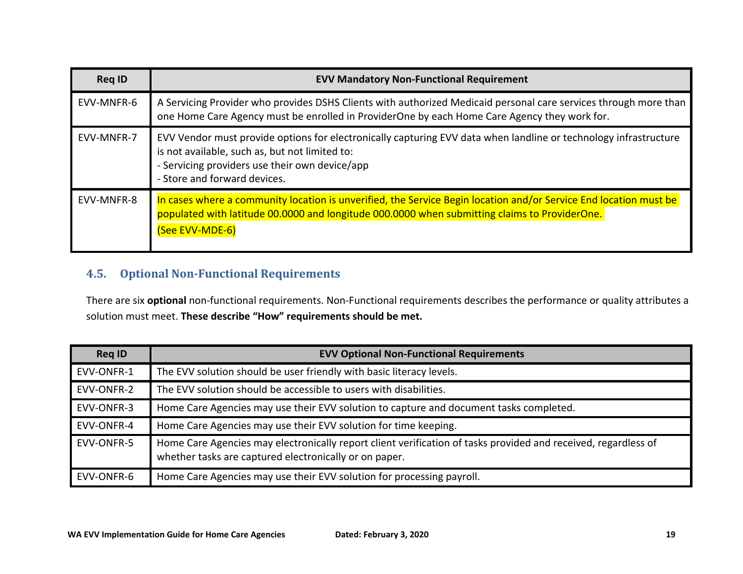| Req ID | EVV Mandatory Non-Functional Requirement |
|---|---|
| EVV-MNFR-6 | A Servicing Provider who provides DSHS Clients with authorized Medicaid personal care services through more than one Home Care Agency must be enrolled in ProviderOne by each Home Care Agency they work for. |
| EVV-MNFR-7 | EVV Vendor must provide options for electronically capturing EVV data when landline or technology infrastructure is not available, such as, but not limited to:<br>- Servicing providers use their own device/app<br>- Store and forward devices. |
| EVV-MNFR-8 | In cases where a community location is unverified, the Service Begin location and/or Service End location must be populated with latitude 00.0000 and longitude 000.0000 when submitting claims to ProviderOne.<br>(See EVV-MDE-6) |

## 4.5. Optional Non-Functional Requirements

There are six **optional** non-functional requirements. Non-Functional requirements describes the performance or quality attributes a solution must meet. **These describe "How" requirements should be met.**

| Req ID | EVV Optional Non-Functional Requirements |
|---|---|
| EVV-ONFR-1 | The EVV solution should be user friendly with basic literacy levels. |
| EVV-ONFR-2 | The EVV solution should be accessible to users with disabilities. |
| EVV-ONFR-3 | Home Care Agencies may use their EVV solution to capture and document tasks completed. |
| EVV-ONFR-4 | Home Care Agencies may use their EVV solution for time keeping. |
| EVV-ONFR-5 | Home Care Agencies may electronically report client verification of tasks provided and received, regardless of whether tasks are captured electronically or on paper. |
| EVV-ONFR-6 | Home Care Agencies may use their EVV solution for processing payroll. |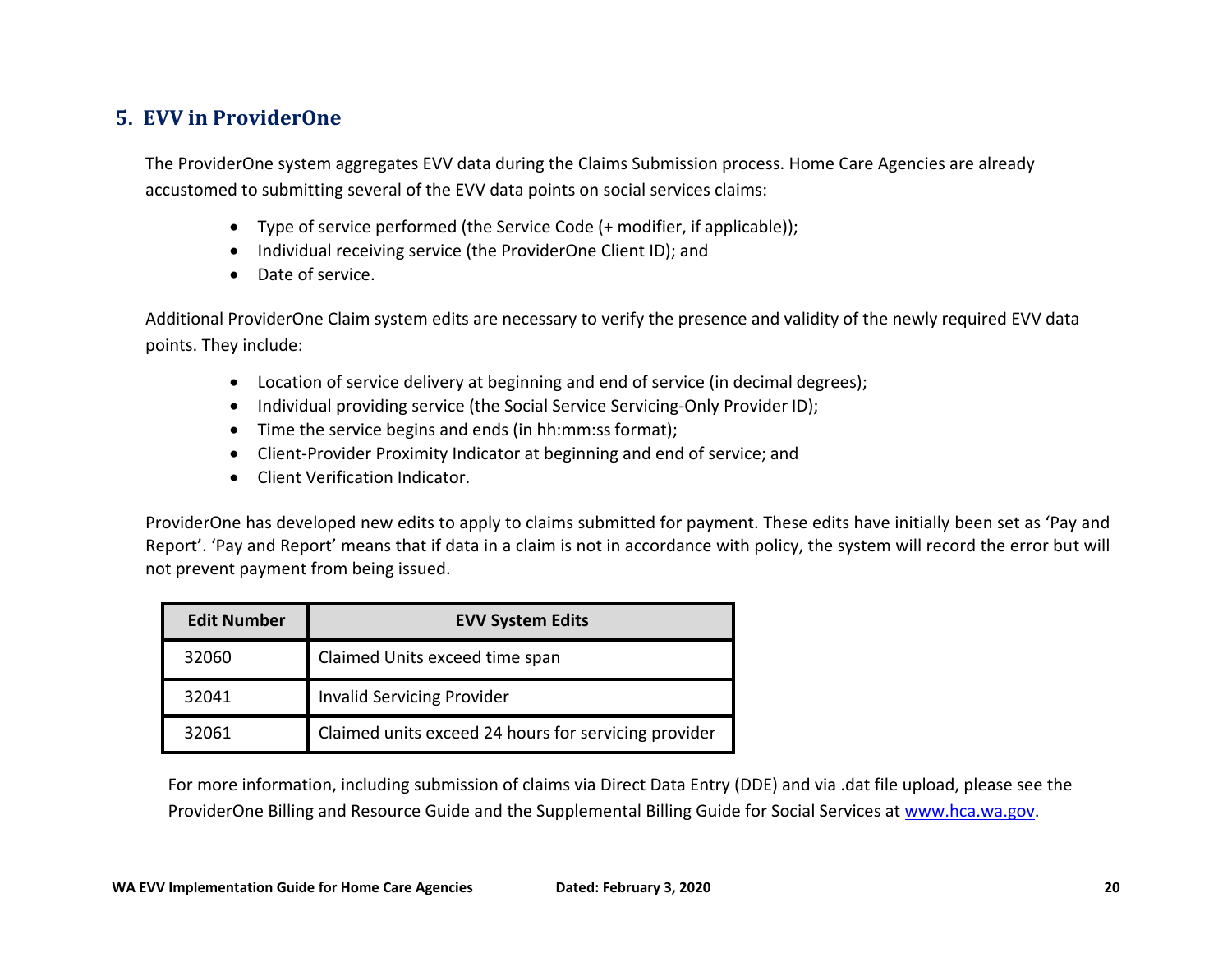## 5. EVV in ProviderOne

The ProviderOne system aggregates EVV data during the Claims Submission process. Home Care Agencies are already accustomed to submitting several of the EVV data points on social services claims:

- Type of service performed (the Service Code (+ modifier, if applicable));
- Individual receiving service (the ProviderOne Client ID); and
- Date of service.

Additional ProviderOne Claim system edits are necessary to verify the presence and validity of the newly required EVV data points. They include:

- Location of service delivery at beginning and end of service (in decimal degrees);
- Individual providing service (the Social Service Servicing-Only Provider ID);
- Time the service begins and ends (in hh:mm:ss format);
- Client-Provider Proximity Indicator at beginning and end of service; and
- Client Verification Indicator.

ProviderOne has developed new edits to apply to claims submitted for payment. These edits have initially been set as 'Pay and Report'. 'Pay and Report' means that if data in a claim is not in accordance with policy, the system will record the error but will not prevent payment from being issued.

| Edit Number | EVV System Edits |
| --- | --- |
| 32060 | Claimed Units exceed time span |
| 32041 | Invalid Servicing Provider |
| 32061 | Claimed units exceed 24 hours for servicing provider |

For more information, including submission of claims via Direct Data Entry (DDE) and via .dat file upload, please see the ProviderOne Billing and Resource Guide and the Supplemental Billing Guide for Social Services at www.hca.wa.gov.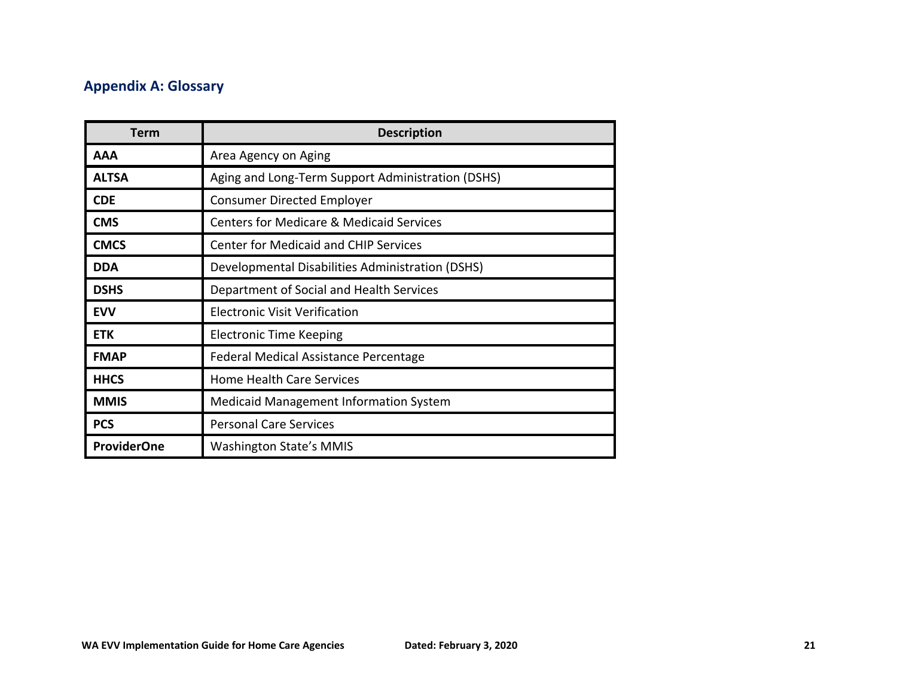## Appendix A: Glossary

| Term | Description |
|---|---|
| **AAA** | Area Agency on Aging |
| **ALTSA** | Aging and Long-Term Support Administration (DSHS) |
| **CDE** | Consumer Directed Employer |
| **CMS** | Centers for Medicare & Medicaid Services |
| **CMCS** | Center for Medicaid and CHIP Services |
| **DDA** | Developmental Disabilities Administration (DSHS) |
| **DSHS** | Department of Social and Health Services |
| **EVV** | Electronic Visit Verification |
| **ETK** | Electronic Time Keeping |
| **FMAP** | Federal Medical Assistance Percentage |
| **HHCS** | Home Health Care Services |
| **MMIS** | Medicaid Management Information System |
| **PCS** | Personal Care Services |
| **ProviderOne** | Washington State's MMIS |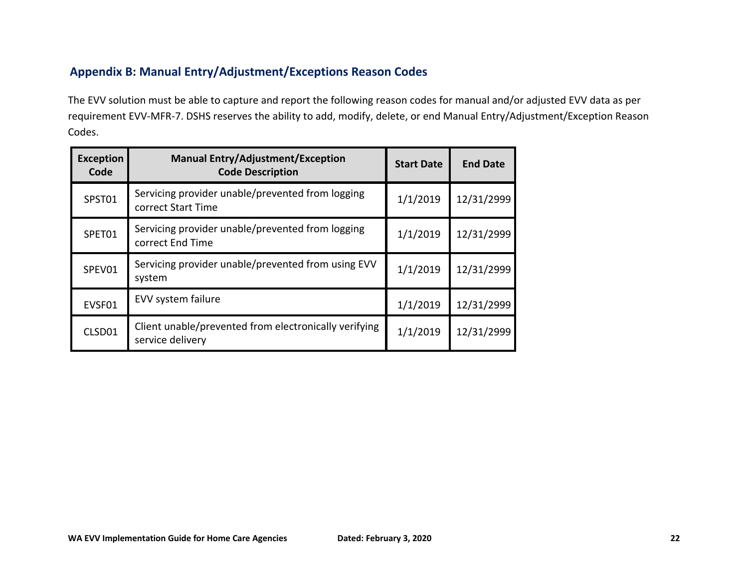## Appendix B: Manual Entry/Adjustment/Exceptions Reason Codes

The EVV solution must be able to capture and report the following reason codes for manual and/or adjusted EVV data as per requirement EVV-MFR-7. DSHS reserves the ability to add, modify, delete, or end Manual Entry/Adjustment/Exception Reason Codes.

| Exception Code | Manual Entry/Adjustment/Exception Code Description | Start Date | End Date |
|---|---|---|---|
| SPST01 | Servicing provider unable/prevented from logging correct Start Time | 1/1/2019 | 12/31/2999 |
| SPET01 | Servicing provider unable/prevented from logging correct End Time | 1/1/2019 | 12/31/2999 |
| SPEV01 | Servicing provider unable/prevented from using EVV system | 1/1/2019 | 12/31/2999 |
| EVSF01 | EVV system failure | 1/1/2019 | 12/31/2999 |
| CLSD01 | Client unable/prevented from electronically verifying service delivery | 1/1/2019 | 12/31/2999 |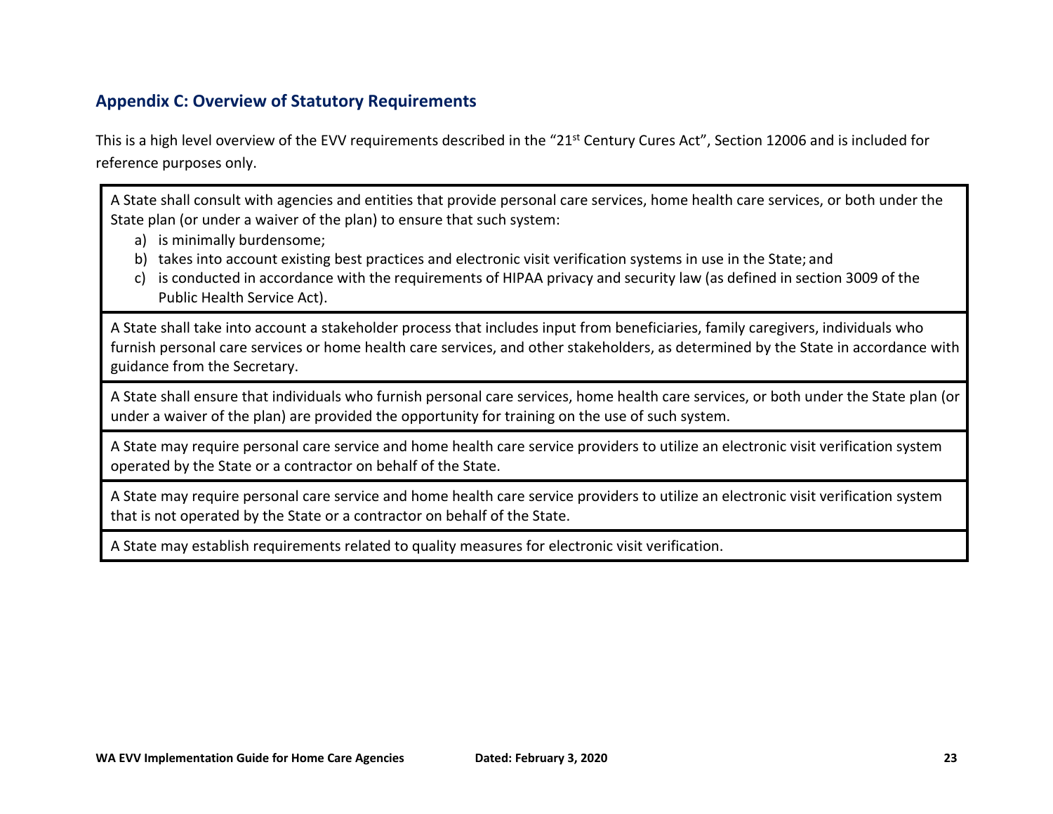## Appendix C: Overview of Statutory Requirements

This is a high level overview of the EVV requirements described in the "21st Century Cures Act", Section 12006 and is included for reference purposes only.

| |
|---|
| A State shall consult with agencies and entities that provide personal care services, home health care services, or both under the State plan (or under a waiver of the plan) to ensure that such system: a) is minimally burdensome; b) takes into account existing best practices and electronic visit verification systems in use in the State; and c) is conducted in accordance with the requirements of HIPAA privacy and security law (as defined in section 3009 of the Public Health Service Act). |
| A State shall take into account a stakeholder process that includes input from beneficiaries, family caregivers, individuals who furnish personal care services or home health care services, and other stakeholders, as determined by the State in accordance with guidance from the Secretary. |
| A State shall ensure that individuals who furnish personal care services, home health care services, or both under the State plan (or under a waiver of the plan) are provided the opportunity for training on the use of such system. |
| A State may require personal care service and home health care service providers to utilize an electronic visit verification system operated by the State or a contractor on behalf of the State. |
| A State may require personal care service and home health care service providers to utilize an electronic visit verification system that is not operated by the State or a contractor on behalf of the State. |
| A State may establish requirements related to quality measures for electronic visit verification. |